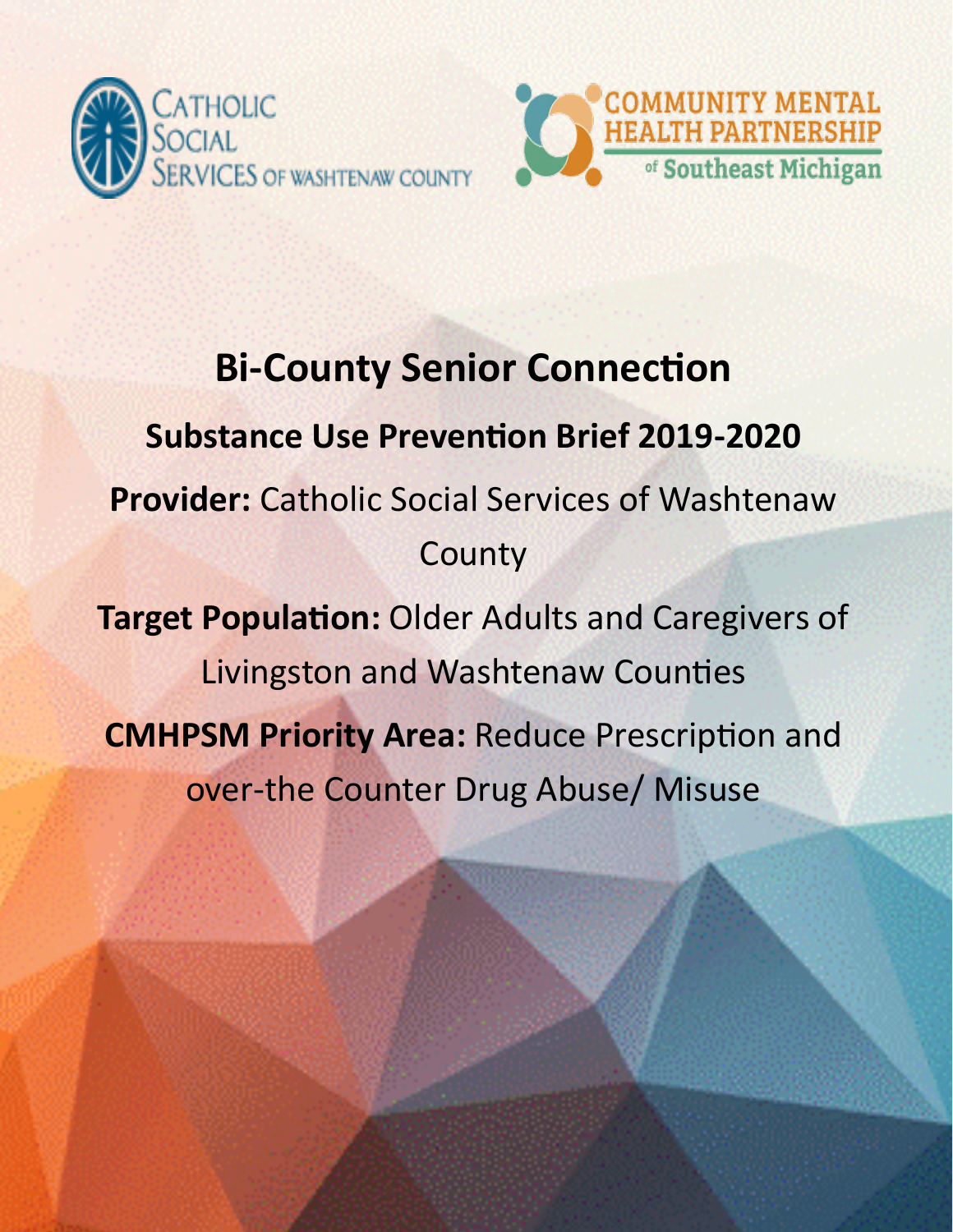Catholic Social Services of Washtenaw County

Community Mental Health Partnership of Southeast Michigan

# Bi-County Senior Connection

## Substance Use Prevention Brief 2019-2020

**Provider:** Catholic Social Services of Washtenaw County

**Target Population:** Older Adults and Caregivers of Livingston and Washtenaw Counties

**CMHPSM Priority Area:** Reduce Prescription and over-the Counter Drug Abuse/ Misuse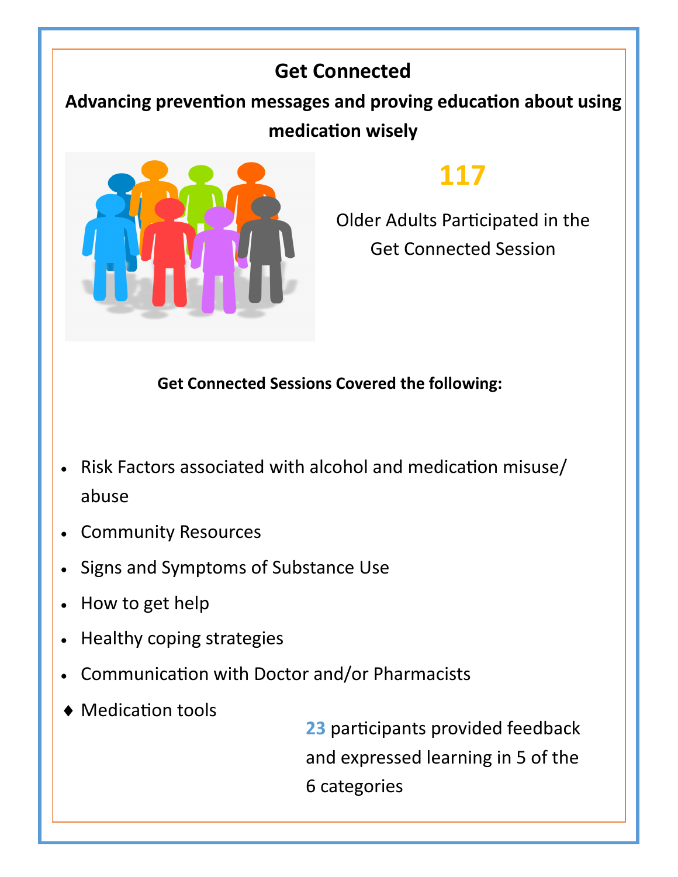# Get Connected

## Advancing prevention messages and proving education about using medication wisely

**117**

Older Adults Participated in the Get Connected Session

**Get Connected Sessions Covered the following:**

- Risk Factors associated with alcohol and medication misuse/ abuse
- Community Resources
- Signs and Symptoms of Substance Use
- How to get help
- Healthy coping strategies
- Communication with Doctor and/or Pharmacists
- Medication tools

**23** participants provided feedback and expressed learning in 5 of the 6 categories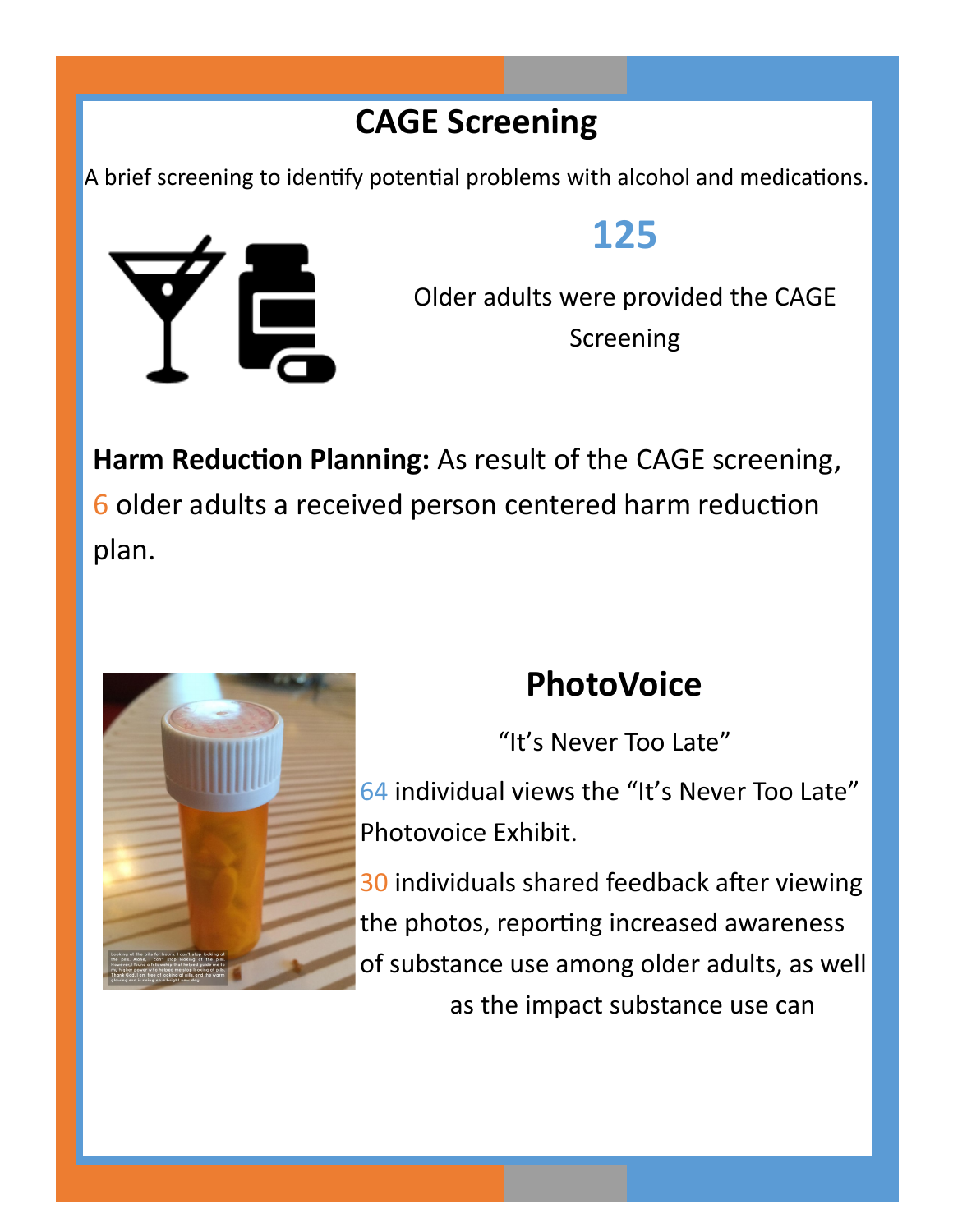# CAGE Screening

A brief screening to identify potential problems with alcohol and medications.

**125**

Older adults were provided the CAGE Screening

**Harm Reduction Planning:** As result of the CAGE screening, 6 older adults a received person centered harm reduction plan.

## PhotoVoice

"It's Never Too Late"

64 individual views the "It's Never Too Late" Photovoice Exhibit.

30 individuals shared feedback after viewing the photos, reporting increased awareness of substance use among older adults, as well as the impact substance use can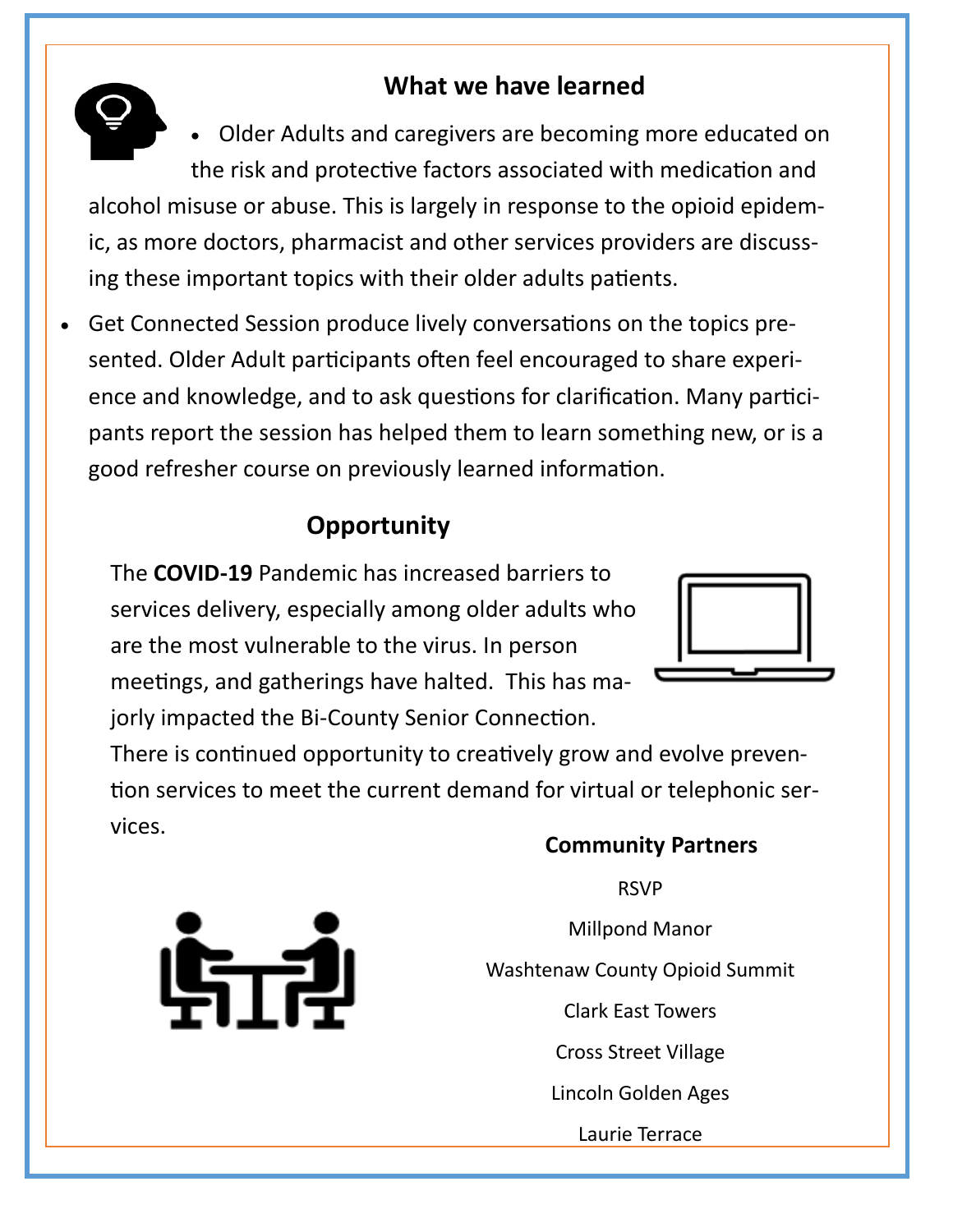## What we have learned

- Older Adults and caregivers are becoming more educated on the risk and protective factors associated with medication and alcohol misuse or abuse. This is largely in response to the opioid epidemic, as more doctors, pharmacist and other services providers are discussing these important topics with their older adults patients.
- Get Connected Session produce lively conversations on the topics presented. Older Adult participants often feel encouraged to share experience and knowledge, and to ask questions for clarification. Many participants report the session has helped them to learn something new, or is a good refresher course on previously learned information.

## Opportunity

The **COVID-19** Pandemic has increased barriers to services delivery, especially among older adults who are the most vulnerable to the virus. In person meetings, and gatherings have halted. This has majorly impacted the Bi-County Senior Connection.

There is continued opportunity to creatively grow and evolve prevention services to meet the current demand for virtual or telephonic services.

### Community Partners

RSVP

Millpond Manor

Washtenaw County Opioid Summit

Clark East Towers

Cross Street Village

Lincoln Golden Ages

Laurie Terrace